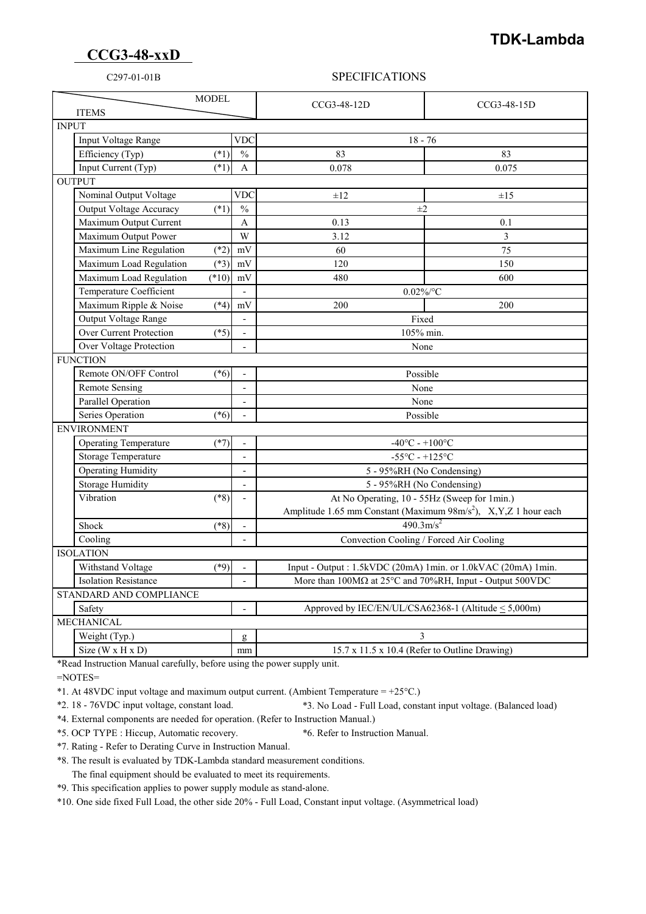# CCG3-48-xxD

**TDK-Lambda**

C297-01-01B

SPECIFICATIONS

| ITEMS | | MODEL | CCG3-48-12D | CCG3-48-15D |
|---|---|---|---|---|
| **INPUT** | | | | |
| Input Voltage Range | | VDC | 18 - 76 | |
| Efficiency (Typ) | (*1) | % | 83 | 83 |
| Input Current (Typ) | (*1) | A | 0.078 | 0.075 |
| **OUTPUT** | | | | |
| Nominal Output Voltage | | VDC | ±12 | ±15 |
| Output Voltage Accuracy | (*1) | % | ±2 | |
| Maximum Output Current | | A | 0.13 | 0.1 |
| Maximum Output Power | | W | 3.12 | 3 |
| Maximum Line Regulation | (*2) | mV | 60 | 75 |
| Maximum Load Regulation | (*3) | mV | 120 | 150 |
| Maximum Load Regulation | (*10) | mV | 480 | 600 |
| Temperature Coefficient | | - | 0.02%/°C | |
| Maximum Ripple & Noise | (*4) | mV | 200 | 200 |
| Output Voltage Range | | - | Fixed | |
| Over Current Protection | (*5) | - | 105% min. | |
| Over Voltage Protection | | - | None | |
| **FUNCTION** | | | | |
| Remote ON/OFF Control | (*6) | - | Possible | |
| Remote Sensing | | - | None | |
| Parallel Operation | | - | None | |
| Series Operation | (*6) | - | Possible | |
| **ENVIRONMENT** | | | | |
| Operating Temperature | (*7) | - | -40°C - +100°C | |
| Storage Temperature | | - | -55°C - +125°C | |
| Operating Humidity | | - | 5 - 95%RH (No Condensing) | |
| Storage Humidity | | - | 5 - 95%RH (No Condensing) | |
| Vibration | (*8) | - | At No Operating, 10 - 55Hz (Sweep for 1min.) Amplitude 1.65 mm Constant (Maximum 98m/s$^2$), X,Y,Z 1 hour each | |
| Shock | (*8) | - | 490.3m/s$^2$ | |
| Cooling | | - | Convection Cooling / Forced Air Cooling | |
| **ISOLATION** | | | | |
| Withstand Voltage | (*9) | - | Input - Output : 1.5kVDC (20mA) 1min. or 1.0kVAC (20mA) 1min. | |
| Isolation Resistance | | - | More than 100MΩ at 25°C and 70%RH, Input - Output 500VDC | |
| **STANDARD AND COMPLIANCE** | | | | |
| Safety | | - | Approved by IEC/EN/UL/CSA62368-1 (Altitude ≤ 5,000m) | |
| **MECHANICAL** | | | | |
| Weight (Typ.) | | g | 3 | |
| Size (W x H x D) | | mm | 15.7 x 11.5 x 10.4 (Refer to Outline Drawing) | |

*Read Instruction Manual carefully, before using the power supply unit.

=NOTES=

*1. At 48VDC input voltage and maximum output current. (Ambient Temperature = +25°C.)

*2. 18 - 76VDC input voltage, constant load.

*3. No Load - Full Load, constant input voltage. (Balanced load)

*4. External components are needed for operation. (Refer to Instruction Manual.)

*5. OCP TYPE : Hiccup, Automatic recovery.

*6. Refer to Instruction Manual.

*7. Rating - Refer to Derating Curve in Instruction Manual.

*8. The result is evaluated by TDK-Lambda standard measurement conditions.
The final equipment should be evaluated to meet its requirements.

*9. This specification applies to power supply module as stand-alone.

*10. One side fixed Full Load, the other side 20% - Full Load, Constant input voltage. (Asymmetrical load)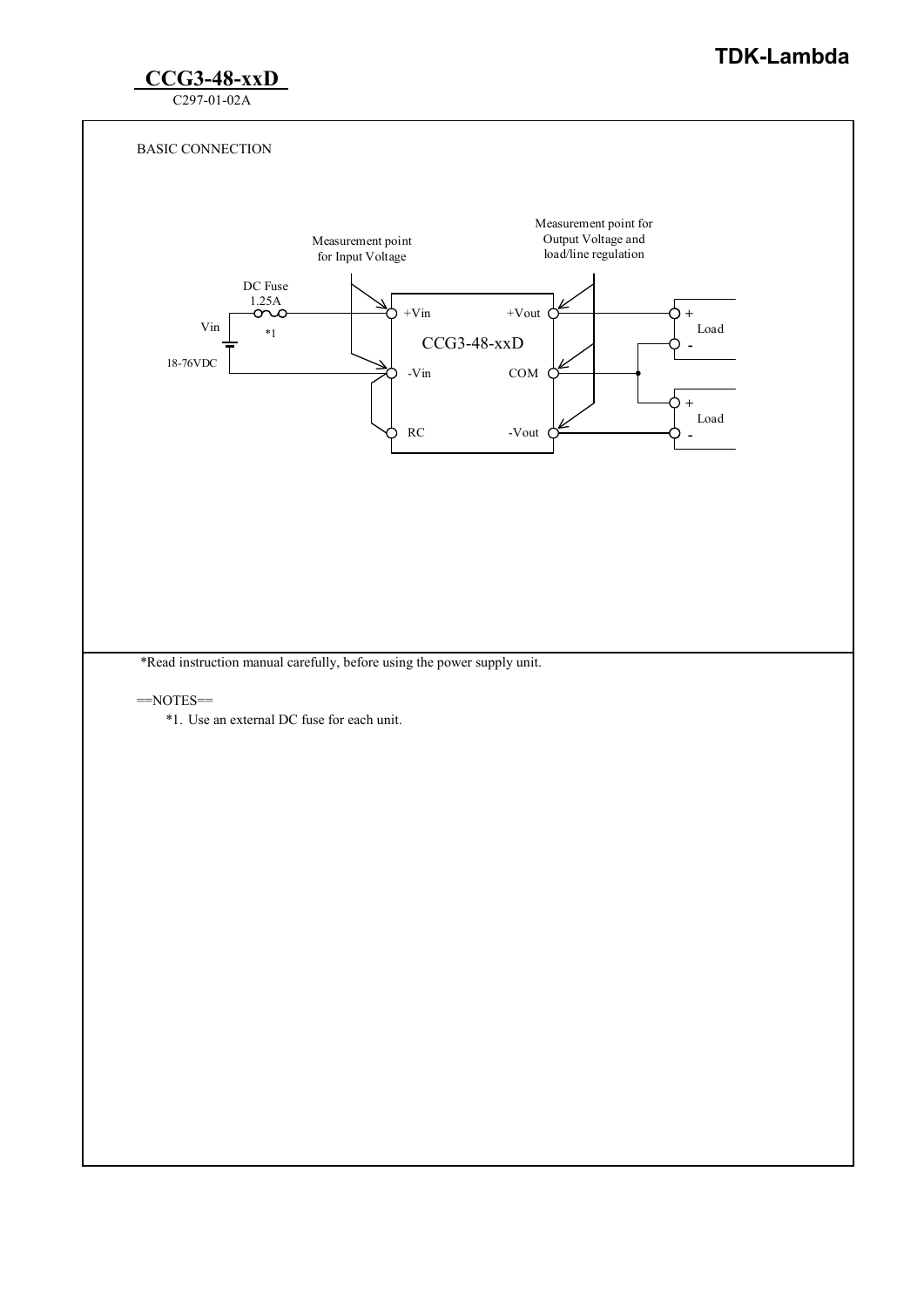## CCG3-48-xxD

C297-01-02A

BASIC CONNECTION

Measurement point for Input Voltage

Measurement point for Output Voltage and load/line regulation

DC Fuse 1.25A

*1

Vin

18-76VDC

+Vin

-Vin

RC

CCG3-48-xxD

+Vout

COM

-Vout

Load

Load

*Read instruction manual carefully, before using the power supply unit.

==NOTES==

*1. Use an external DC fuse for each unit.